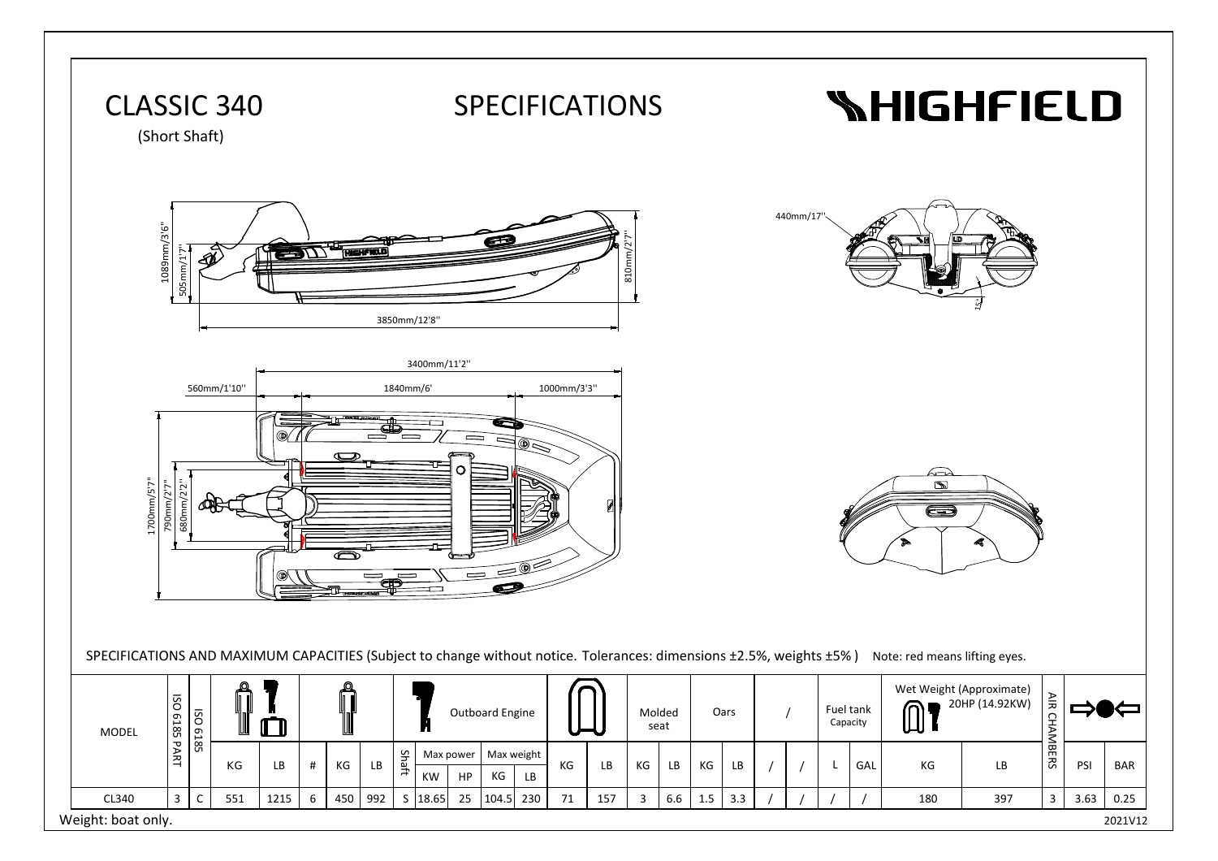# CLASSIC 340

(Short Shaft)

# SPECIFICATIONS

# HIGHFIELD

1089mm/3'6''

505mm/1'7''

810mm/2'7''

3850mm/12'8''

440mm/17''

15°

3400mm/11'2''

560mm/1'10''

1840mm/6'

1000mm/3'3''

1700mm/5'7''

790mm/2'7''

680mm/2'2''

SPECIFICATIONS AND MAXIMUM CAPACITIES (Subject to change without notice. Tolerances: dimensions ±2.5%, weights ±5% ) Note: red means lifting eyes.

| MODEL | ISO 6185 PART | ISO 6185 | | | | | | Outboard Engine | | | | | | | Molded seat | | Oars | | / | | Fuel tank Capacity | | Wet Weight (Approximate) 20HP (14.92KW) | | AIR CHAMBERS | | |
|---|---|---|---|---|---|---|---|---|---|---|---|---|---|---|---|---|---|---|---|---|---|---|---|---|---|---|---|
| | | | | | | | | Shaft | Max power | | Max weight | | | | | | | | | | | | | | | | |
| | | | KG | LB | # | KG | LB | | KW | HP | KG | LB | KG | LB | KG | LB | KG | LB | / | / | L | GAL | KG | LB | | PSI | BAR |
| CL340 | 3 | C | 551 | 1215 | 6 | 450 | 992 | S | 18.65 | 25 | 104.5 | 230 | 71 | 157 | 3 | 6.6 | 1.5 | 3.3 | / | / | / | / | 180 | 397 | 3 | 3.63 | 0.25 |

Weight: boat only.

2021V12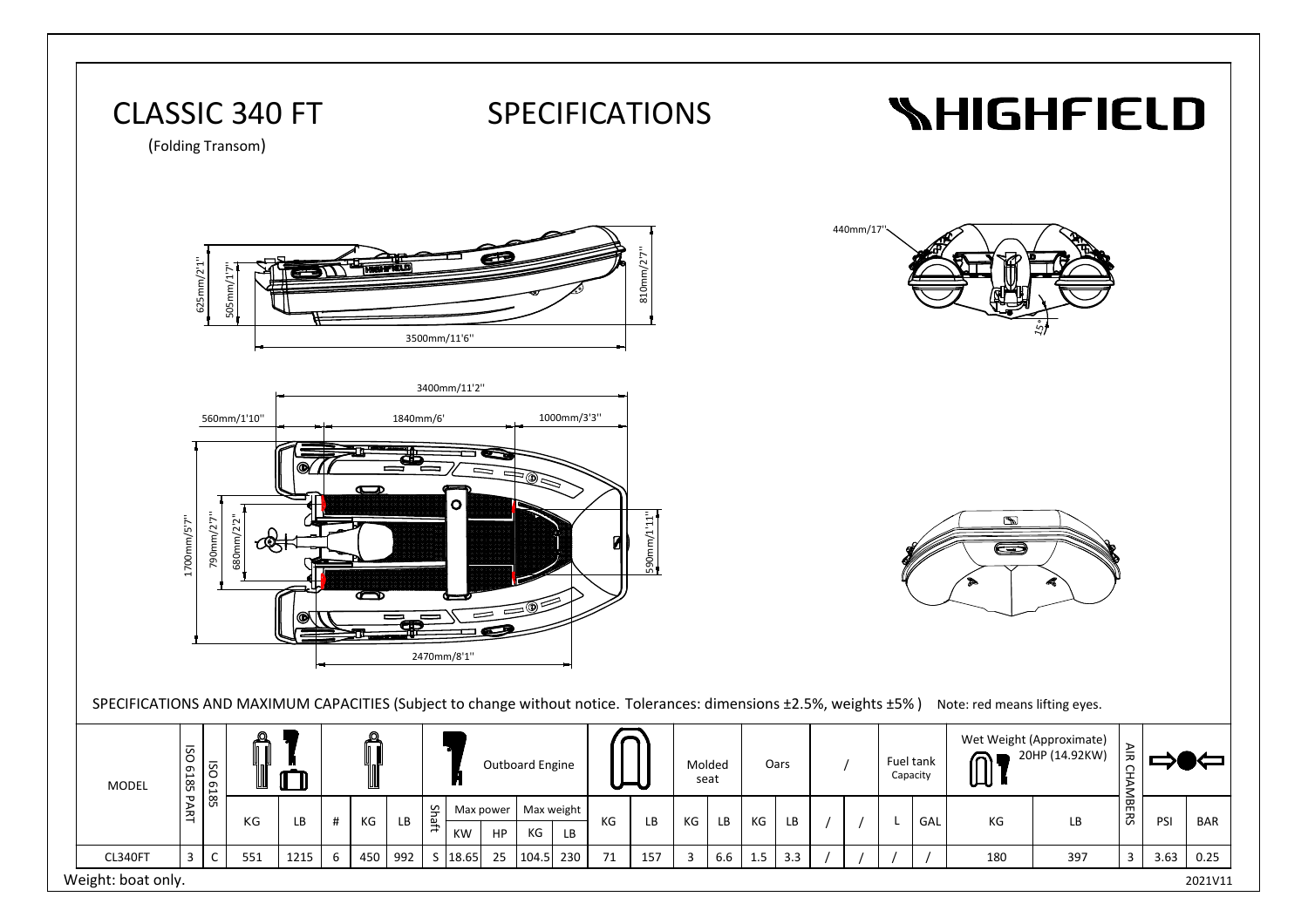# CLASSIC 340 FT

(Folding Transom)

# SPECIFICATIONS

HIGHFIELD

625mm/2'1''
505mm/1'7''
810mm/2'7''
3500mm/11'6''

3400mm/11'2''
560mm/1'10''
1840mm/6'
1000mm/3'3''
1700mm/5'7''
790mm/2'7''
680mm/2'2''
590mm/1'11''
2470mm/8'1''

440mm/17''
15°

SPECIFICATIONS AND MAXIMUM CAPACITIES (Subject to change without notice. Tolerances: dimensions ±2.5%, weights ±5% ) Note: red means lifting eyes.

| MODEL | ISO 6185 PART | ISO 6185 | Max load | | Persons | | | Outboard Engine | | | | | Boat weight | | Molded seat | | Oars | | / | | Fuel tank Capacity | | Wet Weight (Approximate) 20HP (14.92KW) | | AIR CHAMBERS | Pressure | |
|---|---|---|---|---|---|---|---|---|---|---|---|---|---|---|---|---|---|---|---|---|---|---|---|---|---|---|---|
| | | | | | | | | Shaft | Max power | | Max weight | | | | | | | | | | | | | | | | |
| | | | KG | LB | # | KG | LB | | KW | HP | KG | LB | KG | LB | KG | LB | KG | LB | / | / | L | GAL | KG | LB | | PSI | BAR |
| CL340FT | 3 | C | 551 | 1215 | 6 | 450 | 992 | S | 18.65 | 25 | 104.5 | 230 | 71 | 157 | 3 | 6.6 | 1.5 | 3.3 | / | / | / | / | 180 | 397 | 3 | 3.63 | 0.25 |

Weight: boat only.

2021V11